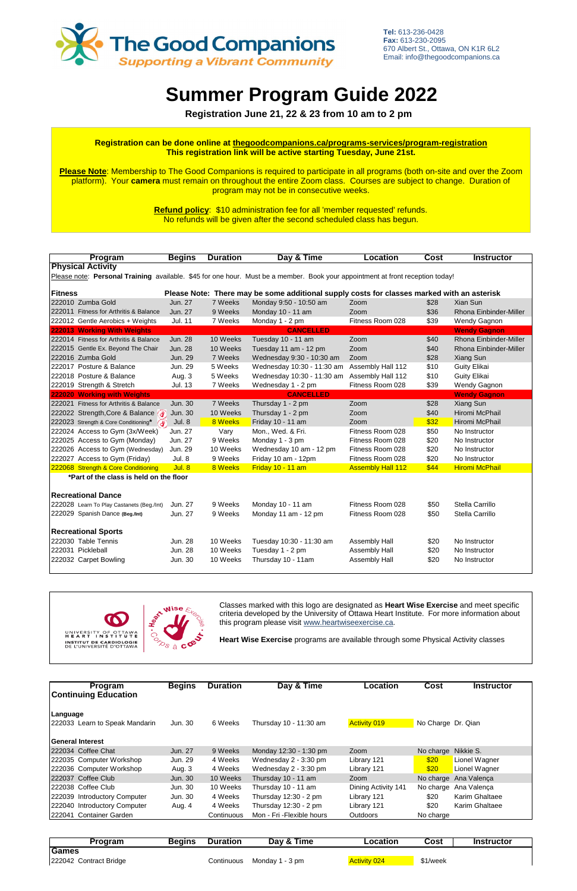The Good Companions
*Supporting a Vibrant Community*

**Tel:** 613-236-0428
**Fax:** 613-230-2095
670 Albert St., Ottawa, ON K1R 6L2
Email: info@thegoodcompanions.ca

# Summer Program Guide 2022

**Registration June 21, 22 & 23 from 10 am to 2 pm**

**Registration can be done online at thegoodcompanions.ca/programs-services/program-registration**
**This registration link will be active starting Tuesday, June 21st.**

**Please Note**: Membership to The Good Companions is required to participate in all programs (both on-site and over the Zoom platform). Your **camera** must remain on throughout the entire Zoom class. Courses are subject to change. Duration of program may not be in consecutive weeks.

**Refund policy**: $10 administration fee for all 'member requested' refunds.
No refunds will be given after the second scheduled class has begun.

| Program | Begins | Duration | Day & Time | Location | Cost | Instructor |
|---|---|---|---|---|---|---|
| **Physical Activity** | | | | | | |
| Please note: **Personal Training** available. $45 for one hour. Must be a member. Book your appointment at front reception today! | | | | | | |
| **Fitness** | **Please Note: There may be some additional supply costs for classes marked with an asterisk** | | | | | |
| 222010 Zumba Gold | Jun. 27 | 7 Weeks | Monday 9:50 - 10:50 am | Zoom | $28 | Xian Sun |
| 222011 Fitness for Arthritis & Balance | Jun. 27 | 9 Weeks | Monday 10 - 11 am | Zoom | $36 | Rhona Einbinder-Miller |
| 222012 Gentle Aerobics + Weights | Jul. 11 | 7 Weeks | Monday 1 - 2 pm | Fitness Room 028 | $39 | Wendy Gagnon |
| **222013 Working With Weights** | | | **CANCELLED** | | | **Wendy Gagnon** |
| 222014 Fitness for Arthritis & Balance | Jun. 28 | 10 Weeks | Tuesday 10 - 11 am | Zoom | $40 | Rhona Einbinder-Miller |
| 222015 Gentle Ex. Beyond The Chair | Jun. 28 | 10 Weeks | Tuesday 11 am - 12 pm | Zoom | $40 | Rhona Einbinder-Miller |
| 222016 Zumba Gold | Jun. 29 | 7 Weeks | Wednesday 9:30 - 10:30 am | Zoom | $28 | Xiang Sun |
| 222017 Posture & Balance | Jun. 29 | 5 Weeks | Wednesday 10:30 - 11:30 am | Assembly Hall 112 | $10 | Guity Elikai |
| 222018 Posture & Balance | Aug. 3 | 5 Weeks | Wednesday 10:30 - 11:30 am | Assembly Hall 112 | $10 | Guity Elikai |
| 222019 Strength & Stretch | Jul. 13 | 7 Weeks | Wednesday 1 - 2 pm | Fitness Room 028 | $39 | Wendy Gagnon |
| **222020 Working with Weights** | | | **CANCELLED** | | | **Wendy Gagnon** |
| 222021 Fitness for Arthritis & Balance | Jun. 30 | 7 Weeks | Thursday 1 - 2 pm | Zoom | $28 | Xiang Sun |
| 222022 Strength,Core & Balance | Jun. 30 | 10 Weeks | Thursday 1 - 2 pm | Zoom | $40 | Hiromi McPhail |
| 222023 Strength & Core Conditioning* | Jul. 8 | 8 Weeks | Friday 10 - 11 am | Zoom | $32 | Hiromi McPhail |
| 222024 Access to Gym (3x/Week) | Jun. 27 | Vary | Mon., Wed. & Fri. | Fitness Room 028 | $50 | No Instructor |
| 222025 Access to Gym (Monday) | Jun. 27 | 9 Weeks | Monday 1 - 3 pm | Fitness Room 028 | $20 | No Instructor |
| 222026 Access to Gym (Wednesday) | Jun. 29 | 10 Weeks | Wednesday 10 am - 12 pm | Fitness Room 028 | $20 | No Instructor |
| 222027 Access to Gym (Friday) | Jul. 8 | 9 Weeks | Friday 10 am - 12pm | Fitness Room 028 | $20 | No Instructor |
| 222068 Strength & Core Conditioning | Jul. 8 | 8 Weeks | Friday 10 - 11 am | Assembly Hall 112 | $44 | Hiromi McPhail |
| **\*Part of the class is held on the floor** | | | | | | |
| **Recreational Dance** | | | | | | |
| 222028 Learn To Play Castanets (Beg./Int) | Jun. 27 | 9 Weeks | Monday 10 - 11 am | Fitness Room 028 | $50 | Stella Carrillo |
| 222029 Spanish Dance (Beg./Int) | Jun. 27 | 9 Weeks | Monday 11 am - 12 pm | Fitness Room 028 | $50 | Stella Carrillo |
| **Recreational Sports** | | | | | | |
| 222030 Table Tennis | Jun. 28 | 10 Weeks | Tuesday 10:30 - 11:30 am | Assembly Hall | $20 | No Instructor |
| 222031 Pickleball | Jun. 28 | 10 Weeks | Tuesday 1 - 2 pm | Assembly Hall | $20 | No Instructor |
| 222032 Carpet Bowling | Jun. 30 | 10 Weeks | Thursday 10 - 11am | Assembly Hall | $20 | No Instructor |

University of Ottawa Heart Institute / Institut de cardiologie de l'Université d'Ottawa — Heart Wise Exercise / Corps à cœur

Classes marked with this logo are designated as **Heart Wise Exercise** and meet specific criteria developed by the University of Ottawa Heart Institute. For more information about this program please visit www.heartwiseexercise.ca.

**Heart Wise Exercise** programs are available through some Physical Activity classes

| Program | Begins | Duration | Day & Time | Location | Cost | Instructor |
|---|---|---|---|---|---|---|
| **Continuing Education** | | | | | | |
| **Language** | | | | | | |
| 222033 Learn to Speak Mandarin | Jun. 30 | 6 Weeks | Thursday 10 - 11:30 am | Activity 019 | No Charge | Dr. Qian |
| **General Interest** | | | | | | |
| 222034 Coffee Chat | Jun. 27 | 9 Weeks | Monday 12:30 - 1:30 pm | Zoom | No charge | Nikkie S. |
| 222035 Computer Workshop | Jun. 29 | 4 Weeks | Wednesday 2 - 3:30 pm | Library 121 | $20 | Lionel Wagner |
| 222036 Computer Workshop | Aug. 3 | 4 Weeks | Wednesday 2 - 3:30 pm | Library 121 | $20 | Lionel Wagner |
| 222037 Coffee Club | Jun. 30 | 10 Weeks | Thursday 10 - 11 am | Zoom | No charge | Ana Valença |
| 222038 Coffee Club | Jun. 30 | 10 Weeks | Thursday 10 - 11 am | Dining Activity 141 | No charge | Ana Valença |
| 222039 Introductory Computer | Jun. 30 | 4 Weeks | Thursday 12:30 - 2 pm | Library 121 | $20 | Karim Ghaltaee |
| 222040 Introductory Computer | Aug. 4 | 4 Weeks | Thursday 12:30 - 2 pm | Library 121 | $20 | Karim Ghaltaee |
| 222041 Container Garden | | Continuous | Mon - Fri -Flexible hours | Outdoors | No charge | |

| Program | Begins | Duration | Day & Time | Location | Cost | Instructor |
|---|---|---|---|---|---|---|
| **Games** | | | | | | |
| 222042 Contract Bridge | | Continuous | Monday 1 - 3 pm | Activity 024 | $1/week | |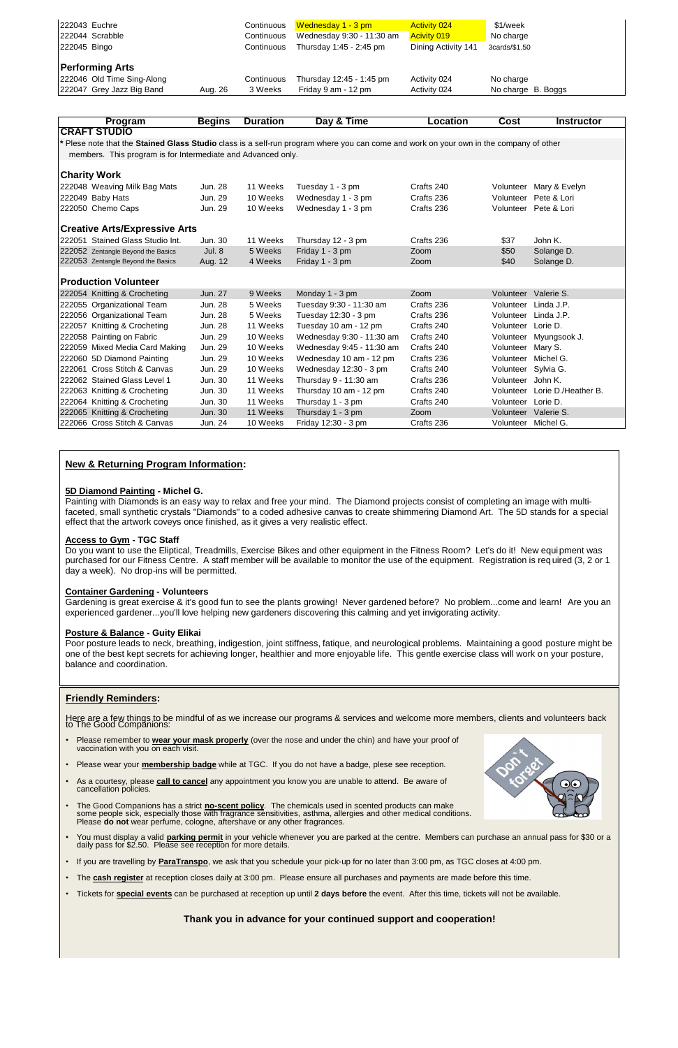| | | | | | | |
|---|---|---|---|---|---|---|
| 222043 Euchre | | Continuous | Wednesday 1 - 3 pm | Activity 024 | $1/week | |
| 222044 Scrabble | | Continuous | Wednesday 9:30 - 11:30 am | Acivity 019 | No charge | |
| 222045 Bingo | | Continuous | Thursday 1:45 - 2:45 pm | Dining Activity 141 | 3cards/$1.50 | |
| **Performing Arts** | | | | | | |
| 222046 Old Time Sing-Along | | Continuous | Thursday 12:45 - 1:45 pm | Activity 024 | No charge | |
| 222047 Grey Jazz Big Band | Aug. 26 | 3 Weeks | Friday 9 am - 12 pm | Activity 024 | No charge | B. Boggs |

| Program | Begins | Duration | Day & Time | Location | Cost | Instructor |
|---|---|---|---|---|---|---|
| **CRAFT STUDIO** | | | | | | |
| * Please note that the **Stained Glass Studio** class is a self-run program where you can come and work on your own in the company of other members. This program is for Intermediate and Advanced only. | | | | | | |
| **Charity Work** | | | | | | |
| 222048 Weaving Milk Bag Mats | Jun. 28 | 11 Weeks | Tuesday 1 - 3 pm | Crafts 240 | Volunteer | Mary & Evelyn |
| 222049 Baby Hats | Jun. 29 | 10 Weeks | Wednesday 1 - 3 pm | Crafts 236 | Volunteer | Pete & Lori |
| 222050 Chemo Caps | Jun. 29 | 10 Weeks | Wednesday 1 - 3 pm | Crafts 236 | Volunteer | Pete & Lori |
| **Creative Arts/Expressive Arts** | | | | | | |
| 222051 Stained Glass Studio Int. | Jun. 30 | 11 Weeks | Thursday 12 - 3 pm | Crafts 236 | $37 | John K. |
| 222052 Zentangle Beyond the Basics | Jul. 8 | 5 Weeks | Friday 1 - 3 pm | Zoom | $50 | Solange D. |
| 222053 Zentangle Beyond the Basics | Aug. 12 | 4 Weeks | Friday 1 - 3 pm | Zoom | $40 | Solange D. |
| **Production Volunteer** | | | | | | |
| 222054 Knitting & Crocheting | Jun. 27 | 9 Weeks | Monday 1 - 3 pm | Zoom | Volunteer | Valerie S. |
| 222055 Organizational Team | Jun. 28 | 5 Weeks | Tuesday 9:30 - 11:30 am | Crafts 236 | Volunteer | Linda J.P. |
| 222056 Organizational Team | Jun. 28 | 5 Weeks | Tuesday 12:30 - 3 pm | Crafts 236 | Volunteer | Linda J.P. |
| 222057 Knitting & Crocheting | Jun. 28 | 11 Weeks | Tuesday 10 am - 12 pm | Crafts 240 | Volunteer | Lorie D. |
| 222058 Painting on Fabric | Jun. 29 | 10 Weeks | Wednesday 9:30 - 11:30 am | Crafts 240 | Volunteer | Myungsook J. |
| 222059 Mixed Media Card Making | Jun. 29 | 10 Weeks | Wednesday 9:45 - 11:30 am | Crafts 240 | Volunteer | Mary S. |
| 222060 5D Diamond Painting | Jun. 29 | 10 Weeks | Wednesday 10 am - 12 pm | Crafts 236 | Volunteer | Michel G. |
| 222061 Cross Stitch & Canvas | Jun. 29 | 10 Weeks | Wednesday 12:30 - 3 pm | Crafts 240 | Volunteer | Sylvia G. |
| 222062 Stained Glass Level 1 | Jun. 30 | 11 Weeks | Thursday 9 - 11:30 am | Crafts 236 | Volunteer | John K. |
| 222063 Knitting & Crocheting | Jun. 30 | 11 Weeks | Thursday 10 am - 12 pm | Crafts 240 | Volunteer | Lorie D./Heather B. |
| 222064 Knitting & Crocheting | Jun. 30 | 11 Weeks | Thursday 1 - 3 pm | Crafts 240 | Volunteer | Lorie D. |
| 222065 Knitting & Crocheting | Jun. 30 | 11 Weeks | Thursday 1 - 3 pm | Zoom | Volunteer | Valerie S. |
| 222066 Cross Stitch & Canvas | Jun. 24 | 10 Weeks | Friday 12:30 - 3 pm | Crafts 236 | Volunteer | Michel G. |

## New & Returning Program Information:

**5D Diamond Painting - Michel G.**

Painting with Diamonds is an easy way to relax and free your mind. The Diamond projects consist of completing an image with multi-faceted, small synthetic crystals "Diamonds" to a coded adhesive canvas to create shimmering Diamond Art. The 5D stands for a special effect that the artwork coveys once finished, as it gives a very realistic effect.

**Access to Gym - TGC Staff**

Do you want to use the Eliptical, Treadmills, Exercise Bikes and other equipment in the Fitness Room? Let's do it! New equipment was purchased for our Fitness Centre. A staff member will be available to monitor the use of the equipment. Registration is required (3, 2 or 1 day a week). No drop-ins will be permitted.

**Container Gardening - Volunteers**

Gardening is great exercise & it's good fun to see the plants growing! Never gardened before? No problem...come and learn! Are you an experienced gardener...you'll love helping new gardeners discovering this calming and yet invigorating activity.

**Posture & Balance - Guity Elikai**

Poor posture leads to neck, breathing, indigestion, joint stiffness, fatique, and neurological problems. Maintaining a good posture might be one of the best kept secrets for achieving longer, healthier and more enjoyable life. This gentle exercise class will work on your posture, balance and coordination.

## Friendly Reminders:

Here are a few things to be mindful of as we increase our programs & services and welcome more members, clients and volunteers back to The Good Companions:

- Please remember to **wear your mask properly** (over the nose and under the chin) and have your proof of vaccination with you on each visit.
- Please wear your **membership badge** while at TGC. If you do not have a badge, plese see reception.
- As a courtesy, please **call to cancel** any appointment you know you are unable to attend. Be aware of cancellation policies.
- The Good Companions has a strict **no-scent policy**. The chemicals used in scented products can make some people sick, especially those with fragrance sensitivities, asthma, allergies and other medical conditions. Please **do not** wear perfume, cologne, aftershave or any other fragrances.
- You must display a valid **parking permit** in your vehicle whenever you are parked at the centre. Members can purchase an annual pass for $30 or a daily pass for $2.50. Please see reception for more details.
- If you are travelling by **ParaTranspo**, we ask that you schedule your pick-up for no later than 3:00 pm, as TGC closes at 4:00 pm.
- The **cash register** at reception closes daily at 3:00 pm. Please ensure all purchases and payments are made before this time.
- Tickets for **special events** can be purchased at reception up until **2 days before** the event. After this time, tickets will not be available.

**Thank you in advance for your continued support and cooperation!**